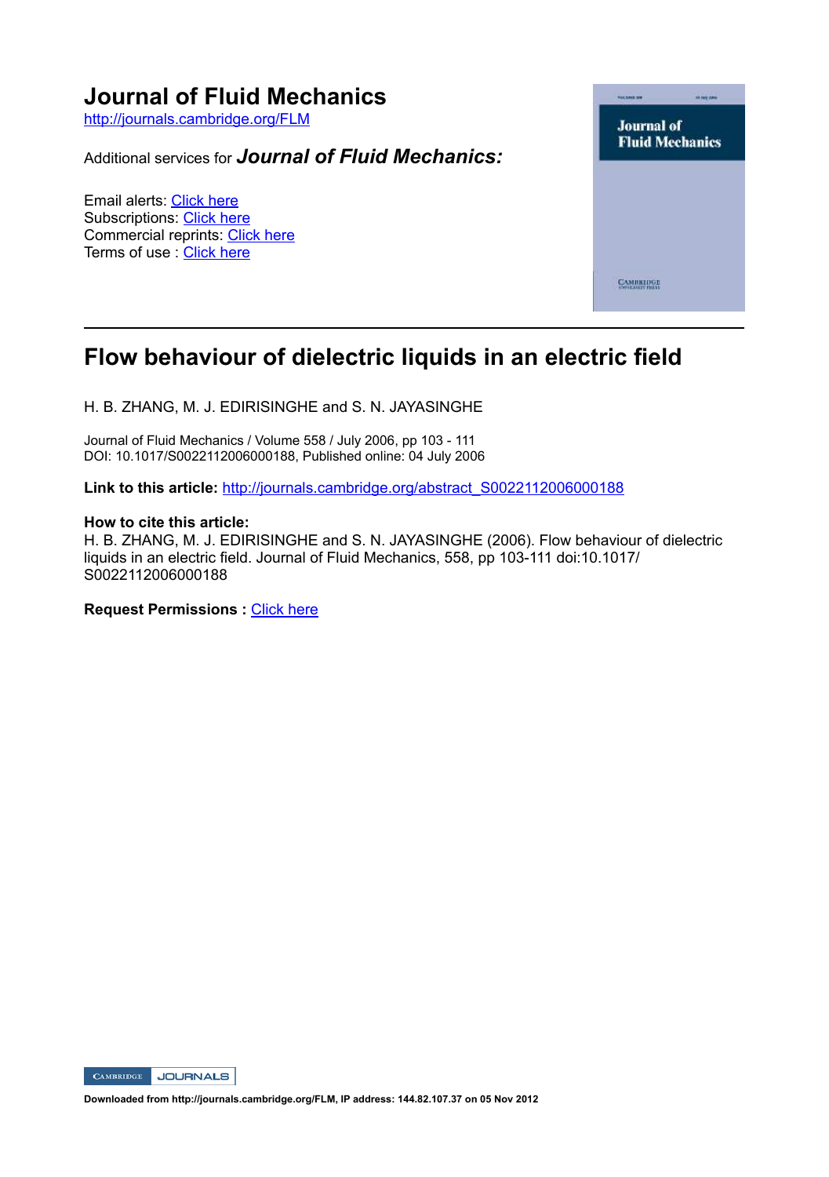# Journal of Fluid Mechanics

http://journals.cambridge.org/FLM

Additional services for ***Journal of Fluid Mechanics:***

Email alerts: Click here
Subscriptions: Click here
Commercial reprints: Click here
Terms of use : Click here

---

## Flow behaviour of dielectric liquids in an electric field

H. B. ZHANG, M. J. EDIRISINGHE and S. N. JAYASINGHE

Journal of Fluid Mechanics / Volume 558 / July 2006, pp 103 - 111
DOI: 10.1017/S0022112006000188, Published online: 04 July 2006

**Link to this article:** http://journals.cambridge.org/abstract_S0022112006000188

**How to cite this article:**
H. B. ZHANG, M. J. EDIRISINGHE and S. N. JAYASINGHE (2006). Flow behaviour of dielectric liquids in an electric field. Journal of Fluid Mechanics, 558, pp 103-111 doi:10.1017/S0022112006000188

**Request Permissions :** Click here

**Downloaded from http://journals.cambridge.org/FLM, IP address: 144.82.107.37 on 05 Nov 2012**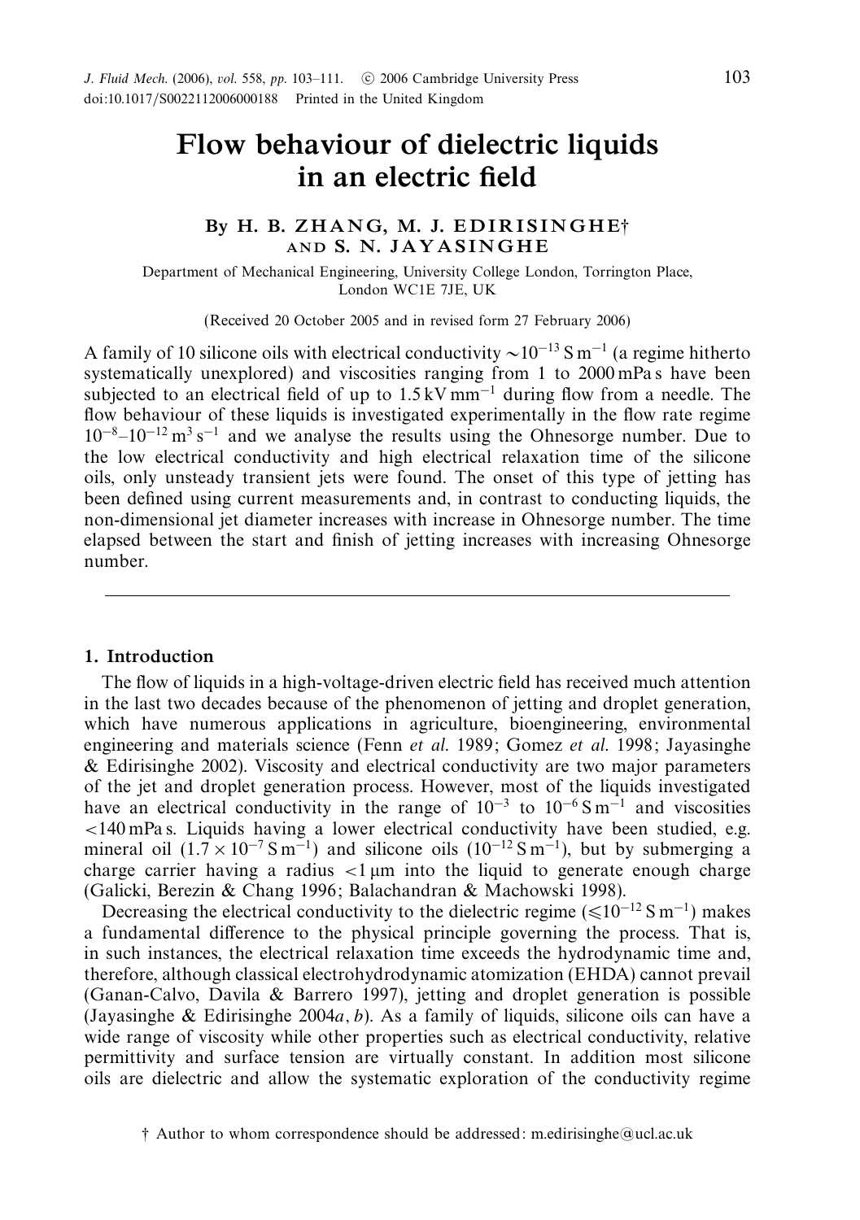# Flow behaviour of dielectric liquids in an electric field

By H. B. ZHANG, M. J. EDIRISINGHE† AND S. N. JAYASINGHE

Department of Mechanical Engineering, University College London, Torrington Place, London WC1E 7JE, UK

(Received 20 October 2005 and in revised form 27 February 2006)

A family of 10 silicone oils with electrical conductivity $\sim 10^{-13}\,\mathrm{S\,m^{-1}}$ (a regime hitherto systematically unexplored) and viscosities ranging from 1 to 2000 mPa s have been subjected to an electrical field of up to $1.5\,\mathrm{kV\,mm^{-1}}$ during flow from a needle. The flow behaviour of these liquids is investigated experimentally in the flow rate regime $10^{-8}$–$10^{-12}\,\mathrm{m^3\,s^{-1}}$ and we analyse the results using the Ohnesorge number. Due to the low electrical conductivity and high electrical relaxation time of the silicone oils, only unsteady transient jets were found. The onset of this type of jetting has been defined using current measurements and, in contrast to conducting liquids, the non-dimensional jet diameter increases with increase in Ohnesorge number. The time elapsed between the start and finish of jetting increases with increasing Ohnesorge number.

## 1. Introduction

The flow of liquids in a high-voltage-driven electric field has received much attention in the last two decades because of the phenomenon of jetting and droplet generation, which have numerous applications in agriculture, bioengineering, environmental engineering and materials science (Fenn *et al.* 1989; Gomez *et al.* 1998; Jayasinghe & Edirisinghe 2002). Viscosity and electrical conductivity are two major parameters of the jet and droplet generation process. However, most of the liquids investigated have an electrical conductivity in the range of $10^{-3}$ to $10^{-6}\,\mathrm{S\,m^{-1}}$ and viscosities $<140$ mPa s. Liquids having a lower electrical conductivity have been studied, e.g. mineral oil ($1.7 \times 10^{-7}\,\mathrm{S\,m^{-1}}$) and silicone oils ($10^{-12}\,\mathrm{S\,m^{-1}}$), but by submerging a charge carrier having a radius $<1\,\mu\mathrm{m}$ into the liquid to generate enough charge (Galicki, Berezin & Chang 1996; Balachandran & Machowski 1998).

Decreasing the electrical conductivity to the dielectric regime ($\leqslant 10^{-12}\,\mathrm{S\,m^{-1}}$) makes a fundamental difference to the physical principle governing the process. That is, in such instances, the electrical relaxation time exceeds the hydrodynamic time and, therefore, although classical electrohydrodynamic atomization (EHDA) cannot prevail (Ganan-Calvo, Davila & Barrero 1997), jetting and droplet generation is possible (Jayasinghe & Edirisinghe 2004*a*, *b*). As a family of liquids, silicone oils can have a wide range of viscosity while other properties such as electrical conductivity, relative permittivity and surface tension are virtually constant. In addition most silicone oils are dielectric and allow the systematic exploration of the conductivity regime

† Author to whom correspondence should be addressed: m.edirisinghe@ucl.ac.uk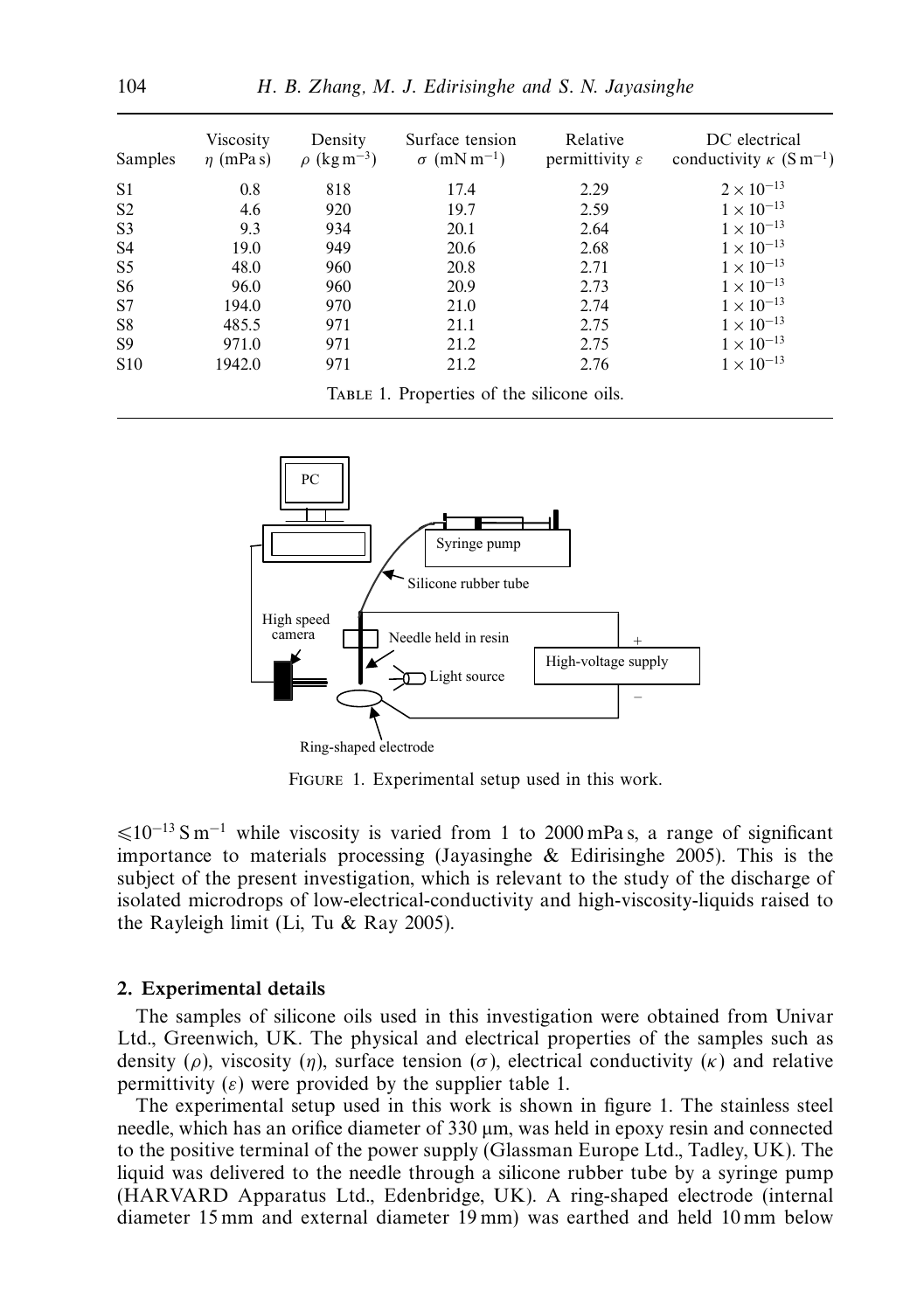| Samples | Viscosity $\eta$ (mPa s) | Density $\rho$ (kg m$^{-3}$) | Surface tension $\sigma$ (mN m$^{-1}$) | Relative permittivity $\varepsilon$ | DC electrical conductivity $\kappa$ (S m$^{-1}$) |
|---|---|---|---|---|---|
| S1 | 0.8 | 818 | 17.4 | 2.29 | $2 \times 10^{-13}$ |
| S2 | 4.6 | 920 | 19.7 | 2.59 | $1 \times 10^{-13}$ |
| S3 | 9.3 | 934 | 20.1 | 2.64 | $1 \times 10^{-13}$ |
| S4 | 19.0 | 949 | 20.6 | 2.68 | $1 \times 10^{-13}$ |
| S5 | 48.0 | 960 | 20.8 | 2.71 | $1 \times 10^{-13}$ |
| S6 | 96.0 | 960 | 20.9 | 2.73 | $1 \times 10^{-13}$ |
| S7 | 194.0 | 970 | 21.0 | 2.74 | $1 \times 10^{-13}$ |
| S8 | 485.5 | 971 | 21.1 | 2.75 | $1 \times 10^{-13}$ |
| S9 | 971.0 | 971 | 21.2 | 2.75 | $1 \times 10^{-13}$ |
| S10 | 1942.0 | 971 | 21.2 | 2.76 | $1 \times 10^{-13}$ |

TABLE 1. Properties of the silicone oils.

FIGURE 1. Experimental setup used in this work.

$\leqslant 10^{-13}$ S m$^{-1}$ while viscosity is varied from 1 to 2000 mPa s, a range of significant importance to materials processing (Jayasinghe & Edirisinghe 2005). This is the subject of the present investigation, which is relevant to the study of the discharge of isolated microdrops of low-electrical-conductivity and high-viscosity-liquids raised to the Rayleigh limit (Li, Tu & Ray 2005).

## 2. Experimental details

The samples of silicone oils used in this investigation were obtained from Univar Ltd., Greenwich, UK. The physical and electrical properties of the samples such as density ($\rho$), viscosity ($\eta$), surface tension ($\sigma$), electrical conductivity ($\kappa$) and relative permittivity ($\varepsilon$) were provided by the supplier table 1.

The experimental setup used in this work is shown in figure 1. The stainless steel needle, which has an orifice diameter of 330 μm, was held in epoxy resin and connected to the positive terminal of the power supply (Glassman Europe Ltd., Tadley, UK). The liquid was delivered to the needle through a silicone rubber tube by a syringe pump (HARVARD Apparatus Ltd., Edenbridge, UK). A ring-shaped electrode (internal diameter 15 mm and external diameter 19 mm) was earthed and held 10 mm below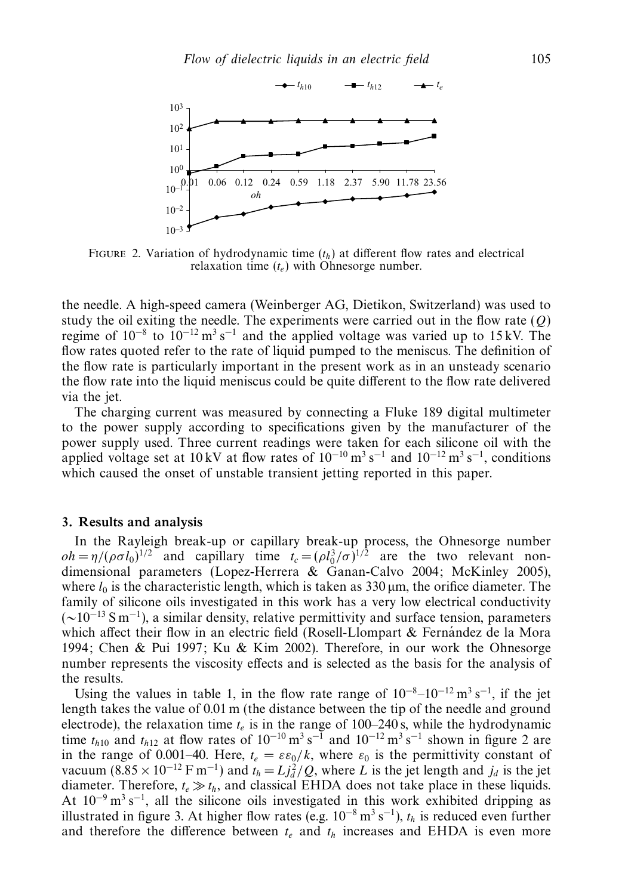FIGURE 2. Variation of hydrodynamic time ($t_h$) at different flow rates and electrical relaxation time ($t_e$) with Ohnesorge number.

the needle. A high-speed camera (Weinberger AG, Dietikon, Switzerland) was used to study the oil exiting the needle. The experiments were carried out in the flow rate ($Q$) regime of $10^{-8}$ to $10^{-12}\,\mathrm{m^3\,s^{-1}}$ and the applied voltage was varied up to 15 kV. The flow rates quoted refer to the rate of liquid pumped to the meniscus. The definition of the flow rate is particularly important in the present work as in an unsteady scenario the flow rate into the liquid meniscus could be quite different to the flow rate delivered via the jet.

The charging current was measured by connecting a Fluke 189 digital multimeter to the power supply according to specifications given by the manufacturer of the power supply used. Three current readings were taken for each silicone oil with the applied voltage set at 10 kV at flow rates of $10^{-10}\,\mathrm{m^3\,s^{-1}}$ and $10^{-12}\,\mathrm{m^3\,s^{-1}}$, conditions which caused the onset of unstable transient jetting reported in this paper.

## 3. Results and analysis

In the Rayleigh break-up or capillary break-up process, the Ohnesorge number $oh = \eta/(\rho\sigma l_0)^{1/2}$ and capillary time $t_c = (\rho l_0^3/\sigma)^{1/2}$ are the two relevant non-dimensional parameters (Lopez-Herrera & Ganan-Calvo 2004; McKinley 2005), where $l_0$ is the characteristic length, which is taken as 330 μm, the orifice diameter. The family of silicone oils investigated in this work has a very low electrical conductivity ($\sim 10^{-13}\,\mathrm{S\,m^{-1}}$), a similar density, relative permittivity and surface tension, parameters which affect their flow in an electric field (Rosell-Llompart & Fernández de la Mora 1994; Chen & Pui 1997; Ku & Kim 2002). Therefore, in our work the Ohnesorge number represents the viscosity effects and is selected as the basis for the analysis of the results.

Using the values in table 1, in the flow rate range of $10^{-8}$–$10^{-12}\,\mathrm{m^3\,s^{-1}}$, if the jet length takes the value of 0.01 m (the distance between the tip of the needle and ground electrode), the relaxation time $t_e$ is in the range of 100–240 s, while the hydrodynamic time $t_{h10}$ and $t_{h12}$ at flow rates of $10^{-10}\,\mathrm{m^3\,s^{-1}}$ and $10^{-12}\,\mathrm{m^3\,s^{-1}}$ shown in figure 2 are in the range of 0.001–40. Here, $t_e = \varepsilon\varepsilon_0/k$, where $\varepsilon_0$ is the permittivity constant of vacuum ($8.85 \times 10^{-12}\,\mathrm{F\,m^{-1}}$) and $t_h = L j_d^2/Q$, where $L$ is the jet length and $j_d$ is the jet diameter. Therefore, $t_e \gg t_h$, and classical EHDA does not take place in these liquids. At $10^{-9}\,\mathrm{m^3\,s^{-1}}$, all the silicone oils investigated in this work exhibited dripping as illustrated in figure 3. At higher flow rates (e.g. $10^{-8}\,\mathrm{m^3\,s^{-1}}$), $t_h$ is reduced even further and therefore the difference between $t_e$ and $t_h$ increases and EHDA is even more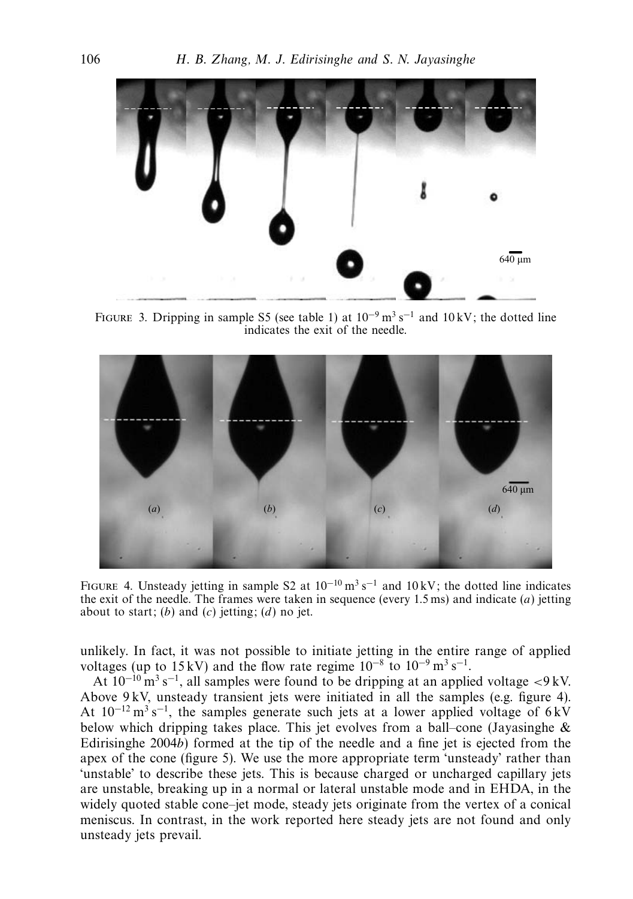FIGURE 3. Dripping in sample S5 (see table 1) at $10^{-9}\,m^3\,s^{-1}$ and 10 kV; the dotted line indicates the exit of the needle.

FIGURE 4. Unsteady jetting in sample S2 at $10^{-10}\,m^3\,s^{-1}$ and 10 kV; the dotted line indicates the exit of the needle. The frames were taken in sequence (every 1.5 ms) and indicate (*a*) jetting about to start; (*b*) and (*c*) jetting; (*d*) no jet.

unlikely. In fact, it was not possible to initiate jetting in the entire range of applied voltages (up to 15 kV) and the flow rate regime $10^{-8}$ to $10^{-9}\,m^3\,s^{-1}$.

At $10^{-10}\,m^3\,s^{-1}$, all samples were found to be dripping at an applied voltage <9 kV. Above 9 kV, unsteady transient jets were initiated in all the samples (e.g. figure 4). At $10^{-12}\,m^3\,s^{-1}$, the samples generate such jets at a lower applied voltage of 6 kV below which dripping takes place. This jet evolves from a ball–cone (Jayasinghe & Edirisinghe 2004*b*) formed at the tip of the needle and a fine jet is ejected from the apex of the cone (figure 5). We use the more appropriate term 'unsteady' rather than 'unstable' to describe these jets. This is because charged or uncharged capillary jets are unstable, breaking up in a normal or lateral unstable mode and in EHDA, in the widely quoted stable cone–jet mode, steady jets originate from the vertex of a conical meniscus. In contrast, in the work reported here steady jets are not found and only unsteady jets prevail.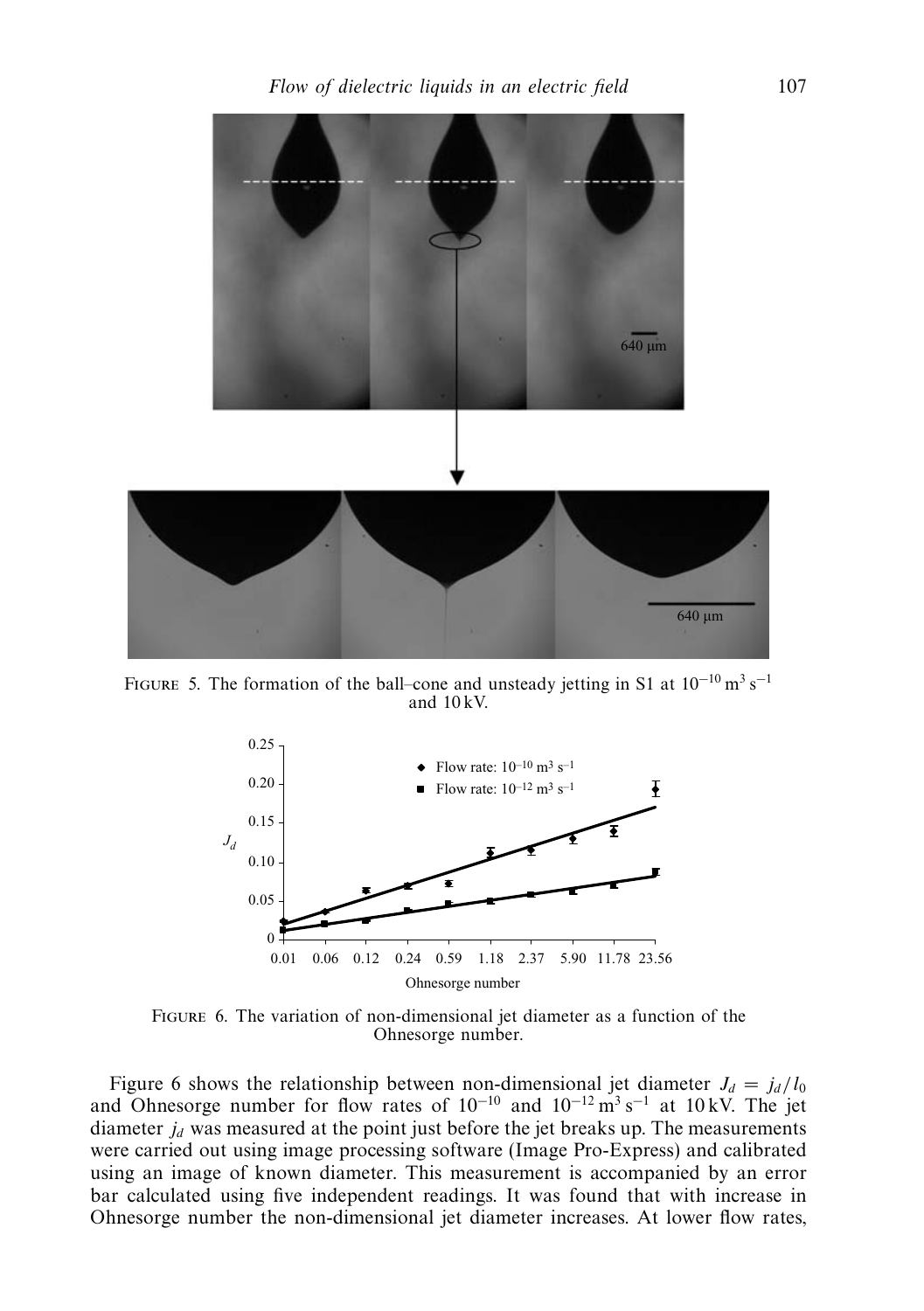FIGURE 5. The formation of the ball–cone and unsteady jetting in S1 at $10^{-10}\,\mathrm{m^3\,s^{-1}}$ and 10 kV.

FIGURE 6. The variation of non-dimensional jet diameter as a function of the Ohnesorge number.

Figure 6 shows the relationship between non-dimensional jet diameter $J_d = j_d/l_0$ and Ohnesorge number for flow rates of $10^{-10}$ and $10^{-12}\,\mathrm{m^3\,s^{-1}}$ at 10 kV. The jet diameter $j_d$ was measured at the point just before the jet breaks up. The measurements were carried out using image processing software (Image Pro-Express) and calibrated using an image of known diameter. This measurement is accompanied by an error bar calculated using five independent readings. It was found that with increase in Ohnesorge number the non-dimensional jet diameter increases. At lower flow rates,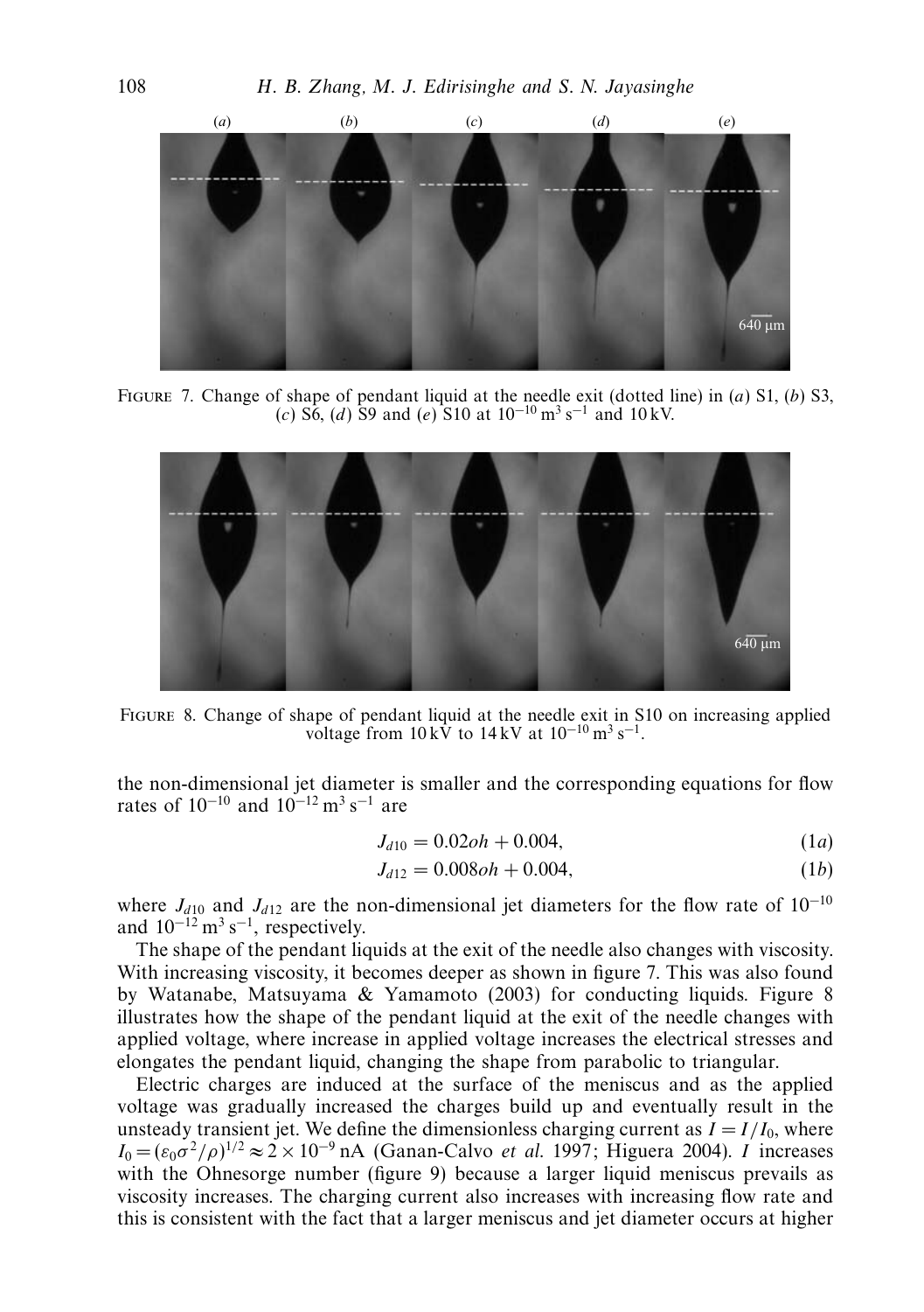FIGURE 7. Change of shape of pendant liquid at the needle exit (dotted line) in (*a*) S1, (*b*) S3, (*c*) S6, (*d*) S9 and (*e*) S10 at $10^{-10}\,\mathrm{m^3\,s^{-1}}$ and 10 kV.

FIGURE 8. Change of shape of pendant liquid at the needle exit in S10 on increasing applied voltage from 10 kV to 14 kV at $10^{-10}\,\mathrm{m^3\,s^{-1}}$.

the non-dimensional jet diameter is smaller and the corresponding equations for flow rates of $10^{-10}$ and $10^{-12}\,\mathrm{m^3\,s^{-1}}$ are

$$J_{d10} = 0.02oh + 0.004, \tag{1a}$$

$$J_{d12} = 0.008oh + 0.004, \tag{1b}$$

where $J_{d10}$ and $J_{d12}$ are the non-dimensional jet diameters for the flow rate of $10^{-10}$ and $10^{-12}\,\mathrm{m^3\,s^{-1}}$, respectively.

The shape of the pendant liquids at the exit of the needle also changes with viscosity. With increasing viscosity, it becomes deeper as shown in figure 7. This was also found by Watanabe, Matsuyama & Yamamoto (2003) for conducting liquids. Figure 8 illustrates how the shape of the pendant liquid at the exit of the needle changes with applied voltage, where increase in applied voltage increases the electrical stresses and elongates the pendant liquid, changing the shape from parabolic to triangular.

Electric charges are induced at the surface of the meniscus and as the applied voltage was gradually increased the charges build up and eventually result in the unsteady transient jet. We define the dimensionless charging current as $I = I/I_0$, where $I_0 = (\varepsilon_0 \sigma^2/\rho)^{1/2} \approx 2 \times 10^{-9}$ nA (Ganan-Calvo *et al.* 1997; Higuera 2004). $I$ increases with the Ohnesorge number (figure 9) because a larger liquid meniscus prevails as viscosity increases. The charging current also increases with increasing flow rate and this is consistent with the fact that a larger meniscus and jet diameter occurs at higher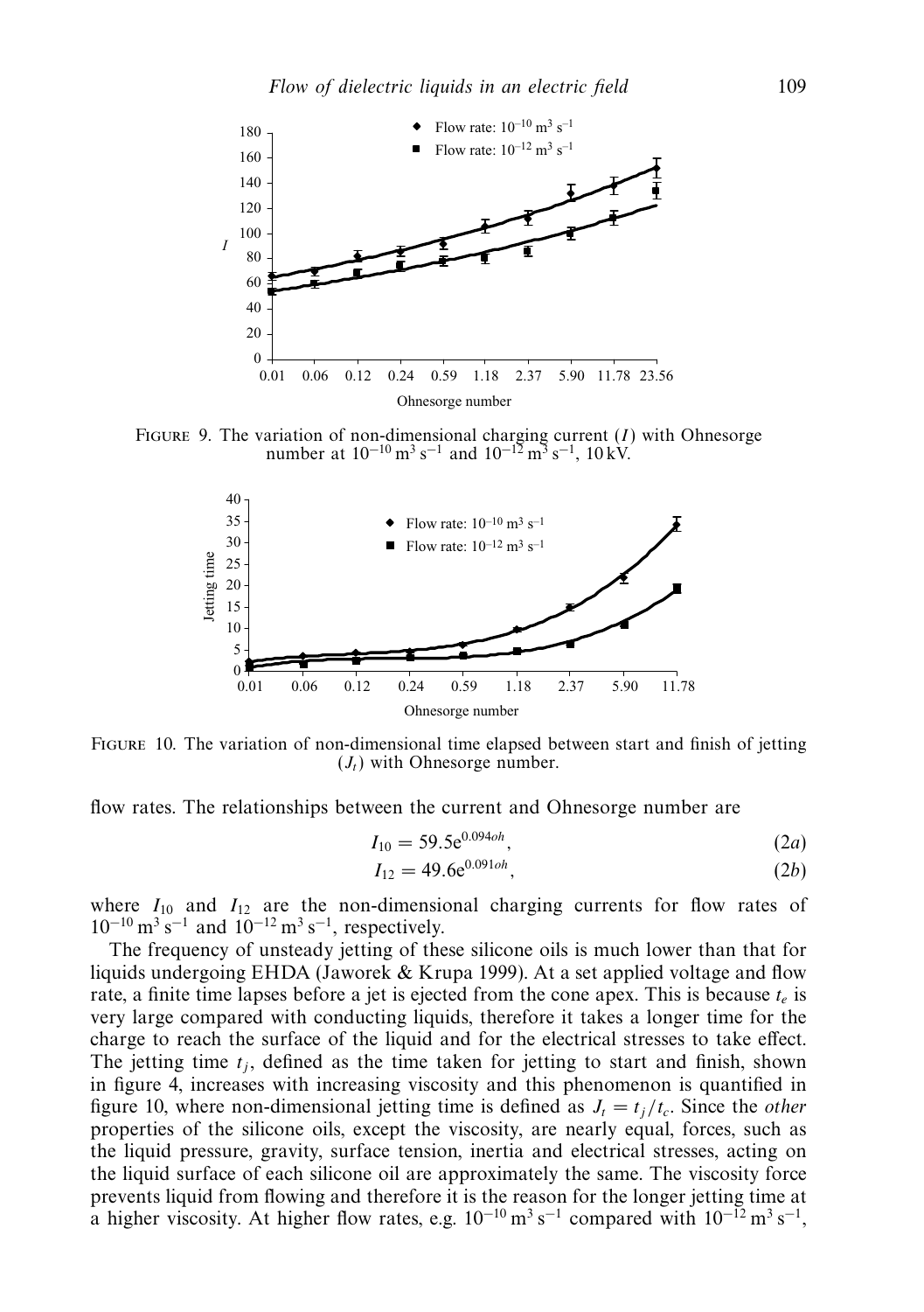FIGURE 9. The variation of non-dimensional charging current ($I$) with Ohnesorge number at $10^{-10}\,\mathrm{m^3\,s^{-1}}$ and $10^{-12}\,\mathrm{m^3\,s^{-1}}$, 10 kV.

FIGURE 10. The variation of non-dimensional time elapsed between start and finish of jetting ($J_t$) with Ohnesorge number.

flow rates. The relationships between the current and Ohnesorge number are

$$I_{10} = 59.5\mathrm{e}^{0.094oh}, \tag{2a}$$

$$I_{12} = 49.6\mathrm{e}^{0.091oh}, \tag{2b}$$

where $I_{10}$ and $I_{12}$ are the non-dimensional charging currents for flow rates of $10^{-10}\,\mathrm{m^3\,s^{-1}}$ and $10^{-12}\,\mathrm{m^3\,s^{-1}}$, respectively.

The frequency of unsteady jetting of these silicone oils is much lower than that for liquids undergoing EHDA (Jaworek & Krupa 1999). At a set applied voltage and flow rate, a finite time lapses before a jet is ejected from the cone apex. This is because $t_e$ is very large compared with conducting liquids, therefore it takes a longer time for the charge to reach the surface of the liquid and for the electrical stresses to take effect. The jetting time $t_j$, defined as the time taken for jetting to start and finish, shown in figure 4, increases with increasing viscosity and this phenomenon is quantified in figure 10, where non-dimensional jetting time is defined as $J_t = t_j/t_c$. Since the *other* properties of the silicone oils, except the viscosity, are nearly equal, forces, such as the liquid pressure, gravity, surface tension, inertia and electrical stresses, acting on the liquid surface of each silicone oil are approximately the same. The viscosity force prevents liquid from flowing and therefore it is the reason for the longer jetting time at a higher viscosity. At higher flow rates, e.g. $10^{-10}\,\mathrm{m^3\,s^{-1}}$ compared with $10^{-12}\,\mathrm{m^3\,s^{-1}}$,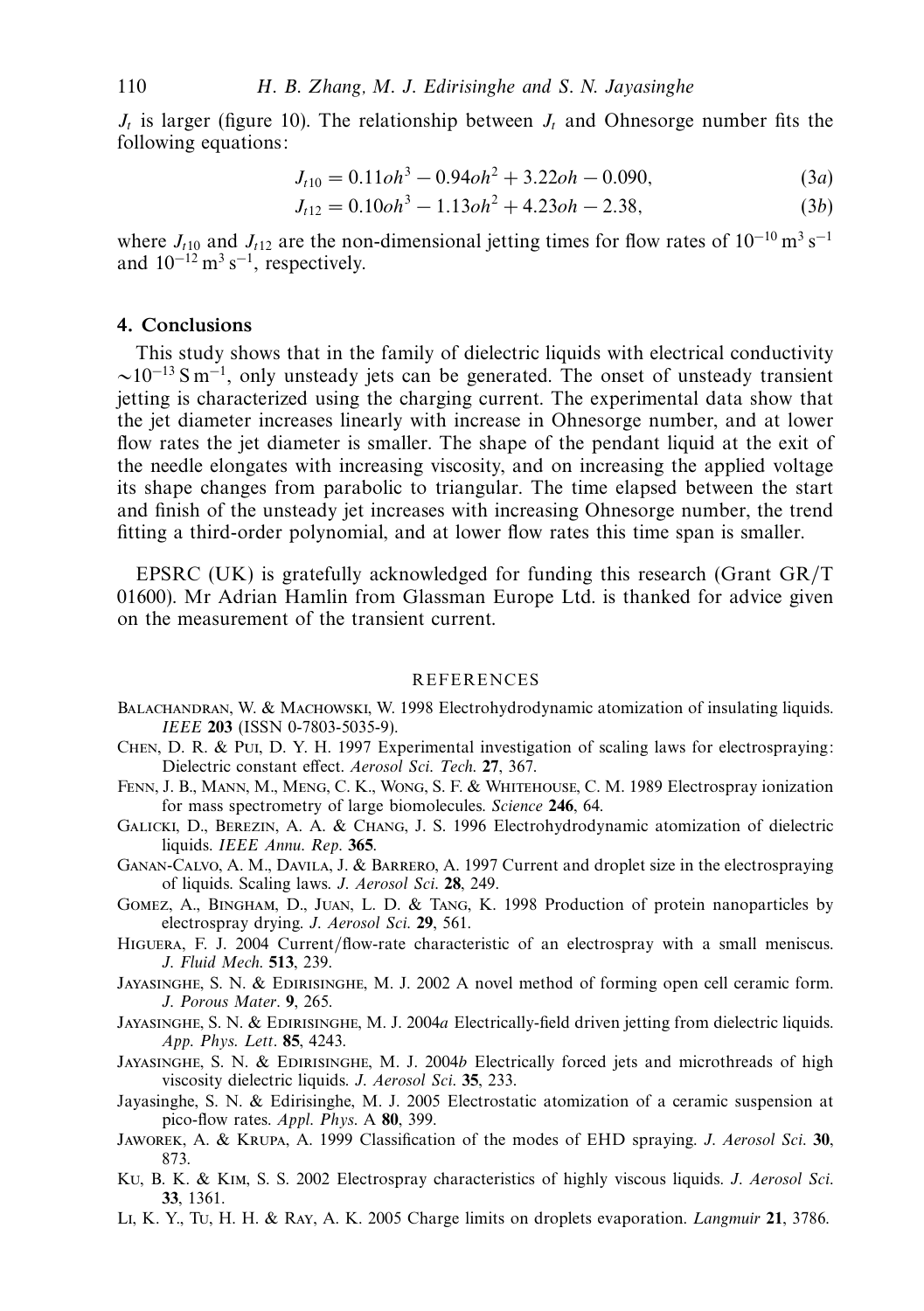$J_t$ is larger (figure 10). The relationship between $J_t$ and Ohnesorge number fits the following equations:

$$J_{t10} = 0.11oh^3 - 0.94oh^2 + 3.22oh - 0.090, \tag{3a}$$

$$J_{t12} = 0.10oh^3 - 1.13oh^2 + 4.23oh - 2.38, \tag{3b}$$

where $J_{t10}$ and $J_{t12}$ are the non-dimensional jetting times for flow rates of $10^{-10}\,\mathrm{m^3\,s^{-1}}$ and $10^{-12}\,\mathrm{m^3\,s^{-1}}$, respectively.

## 4. Conclusions

This study shows that in the family of dielectric liquids with electrical conductivity $\sim 10^{-13}\,\mathrm{S\,m^{-1}}$, only unsteady jets can be generated. The onset of unsteady transient jetting is characterized using the charging current. The experimental data show that the jet diameter increases linearly with increase in Ohnesorge number, and at lower flow rates the jet diameter is smaller. The shape of the pendant liquid at the exit of the needle elongates with increasing viscosity, and on increasing the applied voltage its shape changes from parabolic to triangular. The time elapsed between the start and finish of the unsteady jet increases with increasing Ohnesorge number, the trend fitting a third-order polynomial, and at lower flow rates this time span is smaller.

EPSRC (UK) is gratefully acknowledged for funding this research (Grant GR/T 01600). Mr Adrian Hamlin from Glassman Europe Ltd. is thanked for advice given on the measurement of the transient current.

## REFERENCES

Balachandran, W. & Machowski, W. 1998 Electrohydrodynamic atomization of insulating liquids. *IEEE* **203** (ISSN 0-7803-5035-9).

Chen, D. R. & Pui, D. Y. H. 1997 Experimental investigation of scaling laws for electrospraying: Dielectric constant effect. *Aerosol Sci. Tech.* **27**, 367.

Fenn, J. B., Mann, M., Meng, C. K., Wong, S. F. & Whitehouse, C. M. 1989 Electrospray ionization for mass spectrometry of large biomolecules. *Science* **246**, 64.

Galicki, D., Berezin, A. A. & Chang, J. S. 1996 Electrohydrodynamic atomization of dielectric liquids. *IEEE Annu. Rep.* **365**.

Ganan-Calvo, A. M., Davila, J. & Barrero, A. 1997 Current and droplet size in the electrospraying of liquids. Scaling laws. *J. Aerosol Sci.* **28**, 249.

Gomez, A., Bingham, D., Juan, L. D. & Tang, K. 1998 Production of protein nanoparticles by electrospray drying. *J. Aerosol Sci.* **29**, 561.

Higuera, F. J. 2004 Current/flow-rate characteristic of an electrospray with a small meniscus. *J. Fluid Mech.* **513**, 239.

Jayasinghe, S. N. & Edirisinghe, M. J. 2002 A novel method of forming open cell ceramic form. *J. Porous Mater.* **9**, 265.

Jayasinghe, S. N. & Edirisinghe, M. J. 2004*a* Electrically-field driven jetting from dielectric liquids. *App. Phys. Lett.* **85**, 4243.

Jayasinghe, S. N. & Edirisinghe, M. J. 2004*b* Electrically forced jets and microthreads of high viscosity dielectric liquids. *J. Aerosol Sci.* **35**, 233.

Jayasinghe, S. N. & Edirisinghe, M. J. 2005 Electrostatic atomization of a ceramic suspension at pico-flow rates. *Appl. Phys.* A **80**, 399.

Jaworek, A. & Krupa, A. 1999 Classification of the modes of EHD spraying. *J. Aerosol Sci.* **30**, 873.

Ku, B. K. & Kim, S. S. 2002 Electrospray characteristics of highly viscous liquids. *J. Aerosol Sci.* **33**, 1361.

Li, K. Y., Tu, H. H. & Ray, A. K. 2005 Charge limits on droplets evaporation. *Langmuir* **21**, 3786.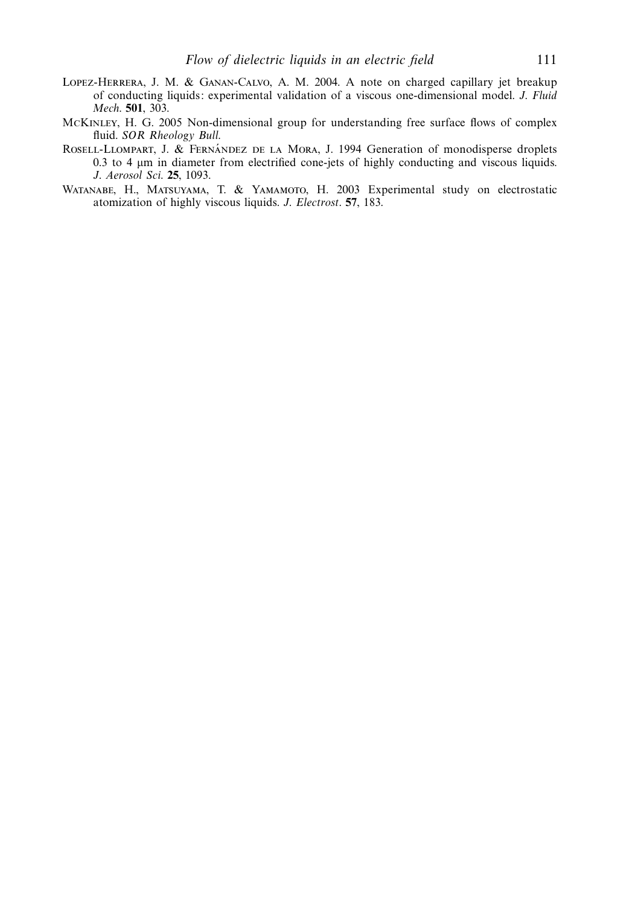Lopez-Herrera, J. M. & Ganan-Calvo, A. M. 2004. A note on charged capillary jet breakup of conducting liquids: experimental validation of a viscous one-dimensional model. *J. Fluid Mech.* **501**, 303.

McKinley, H. G. 2005 Non-dimensional group for understanding free surface flows of complex fluid. *SOR Rheology Bull.*

Rosell-Llompart, J. & Fernández de la Mora, J. 1994 Generation of monodisperse droplets 0.3 to 4 μm in diameter from electrified cone-jets of highly conducting and viscous liquids. *J. Aerosol Sci.* **25**, 1093.

Watanabe, H., Matsuyama, T. & Yamamoto, H. 2003 Experimental study on electrostatic atomization of highly viscous liquids. *J. Electrost*. **57**, 183.